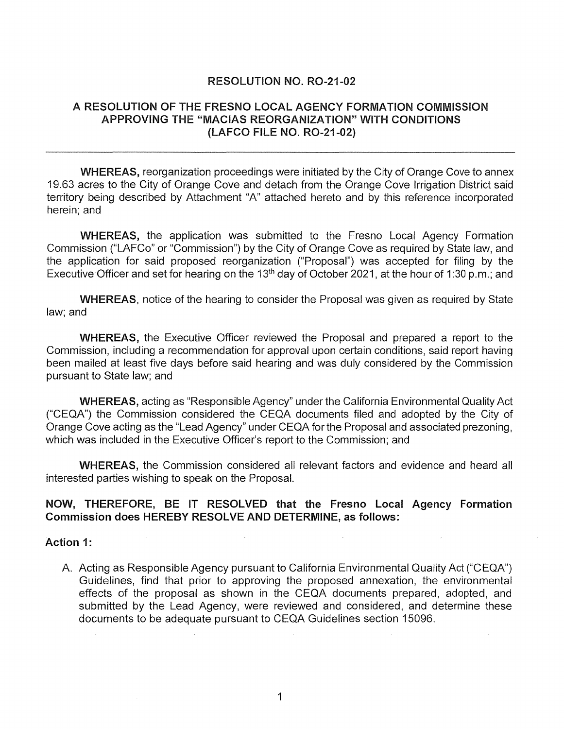## RESOLUTION NO. RO-21-02

## A RESOLUTION OF THE FRESNO LOCAL AGENCY FORMATION COMMISSION APPROVING THE "MACIAS REORGANIZATION" WITH CONDITIONS (LAFCO FILE NO. RO-21-02)

---

**WHEREAS,** reorganization proceedings were initiated by the City of Orange Cove to annex 19.63 acres to the City of Orange Cove and detach from the Orange Cove Irrigation District said territory being described by Attachment "A" attached hereto and by this reference incorporated herein; and

**WHEREAS,** the application was submitted to the Fresno Local Agency Formation Commission ("LAFCo" or "Commission") by the City of Orange Cove as required by State law, and the application for said proposed reorganization ("Proposal") was accepted for filing by the Executive Officer and set for hearing on the 13th day of October 2021, at the hour of 1:30 p.m.; and

**WHEREAS**, notice of the hearing to consider the Proposal was given as required by State law; and

**WHEREAS,** the Executive Officer reviewed the Proposal and prepared a report to the Commission, including a recommendation for approval upon certain conditions, said report having been mailed at least five days before said hearing and was duly considered by the Commission pursuant to State law; and

**WHEREAS,** acting as "Responsible Agency" under the California Environmental Quality Act ("CEQA") the Commission considered the CEQA documents filed and adopted by the City of Orange Cove acting as the "Lead Agency" under CEQA for the Proposal and associated prezoning, which was included in the Executive Officer's report to the Commission; and

**WHEREAS,** the Commission considered all relevant factors and evidence and heard all interested parties wishing to speak on the Proposal.

**NOW, THEREFORE, BE IT RESOLVED that the Fresno Local Agency Formation Commission does HEREBY RESOLVE AND DETERMINE, as follows:**

**Action 1:**

A. Acting as Responsible Agency pursuant to California Environmental Quality Act ("CEQA") Guidelines, find that prior to approving the proposed annexation, the environmental effects of the proposal as shown in the CEQA documents prepared, adopted, and submitted by the Lead Agency, were reviewed and considered, and determine these documents to be adequate pursuant to CEQA Guidelines section 15096.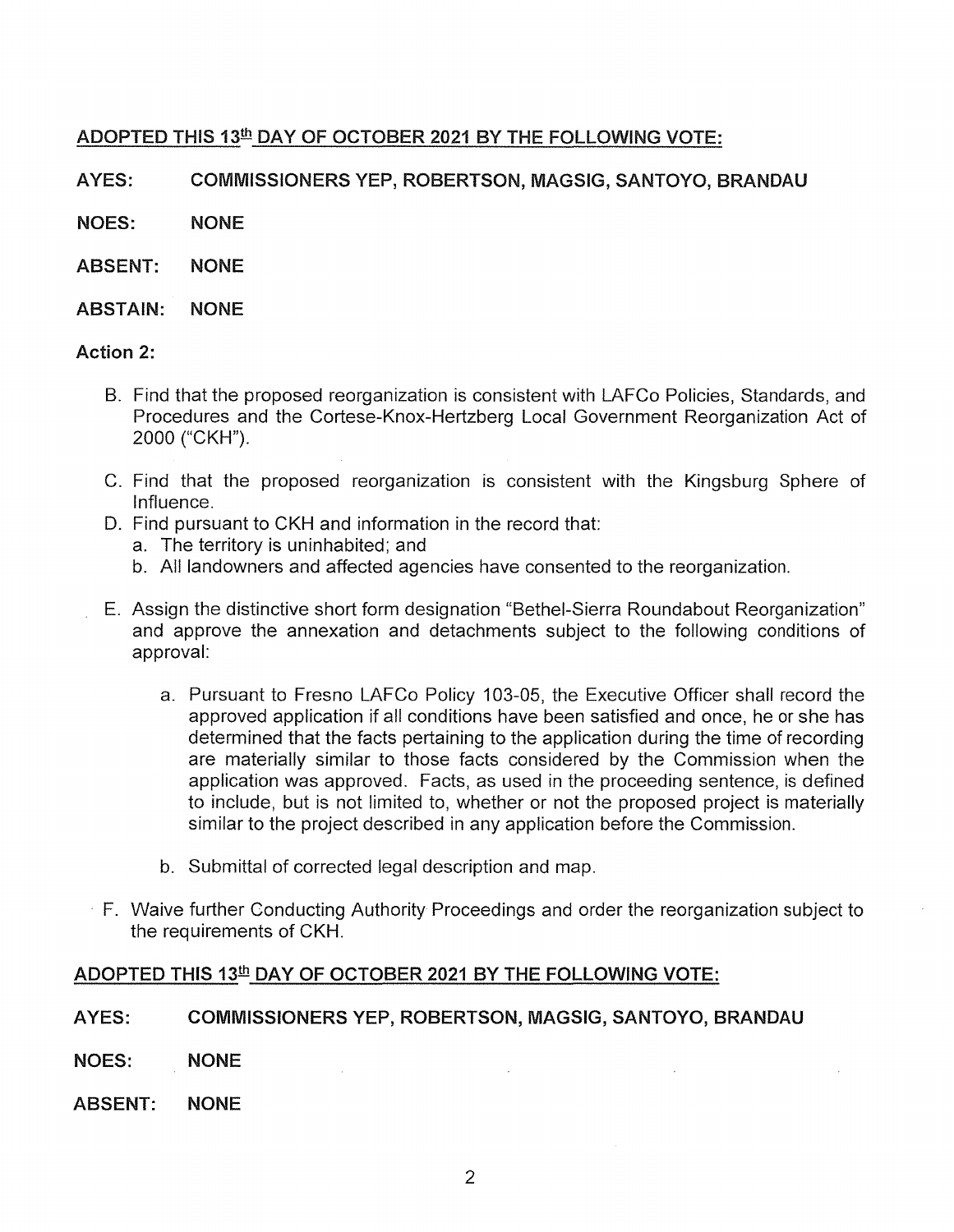**ADOPTED THIS 13th DAY OF OCTOBER 2021 BY THE FOLLOWING VOTE:**

**AYES:** **COMMISSIONERS YEP, ROBERTSON, MAGSIG, SANTOYO, BRANDAU**

**NOES:** **NONE**

**ABSENT:** **NONE**

**ABSTAIN:** **NONE**

**Action 2:**

B. Find that the proposed reorganization is consistent with LAFCo Policies, Standards, and Procedures and the Cortese-Knox-Hertzberg Local Government Reorganization Act of 2000 ("CKH").

C. Find that the proposed reorganization is consistent with the Kingsburg Sphere of Influence.

D. Find pursuant to CKH and information in the record that:
   a. The territory is uninhabited; and
   b. All landowners and affected agencies have consented to the reorganization.

E. Assign the distinctive short form designation "Bethel-Sierra Roundabout Reorganization" and approve the annexation and detachments subject to the following conditions of approval:

   a. Pursuant to Fresno LAFCo Policy 103-05, the Executive Officer shall record the approved application if all conditions have been satisfied and once, he or she has determined that the facts pertaining to the application during the time of recording are materially similar to those facts considered by the Commission when the application was approved. Facts, as used in the proceeding sentence, is defined to include, but is not limited to, whether or not the proposed project is materially similar to the project described in any application before the Commission.

   b. Submittal of corrected legal description and map.

F. Waive further Conducting Authority Proceedings and order the reorganization subject to the requirements of CKH.

**ADOPTED THIS 13th DAY OF OCTOBER 2021 BY THE FOLLOWING VOTE:**

**AYES:** **COMMISSIONERS YEP, ROBERTSON, MAGSIG, SANTOYO, BRANDAU**

**NOES:** **NONE**

**ABSENT:** **NONE**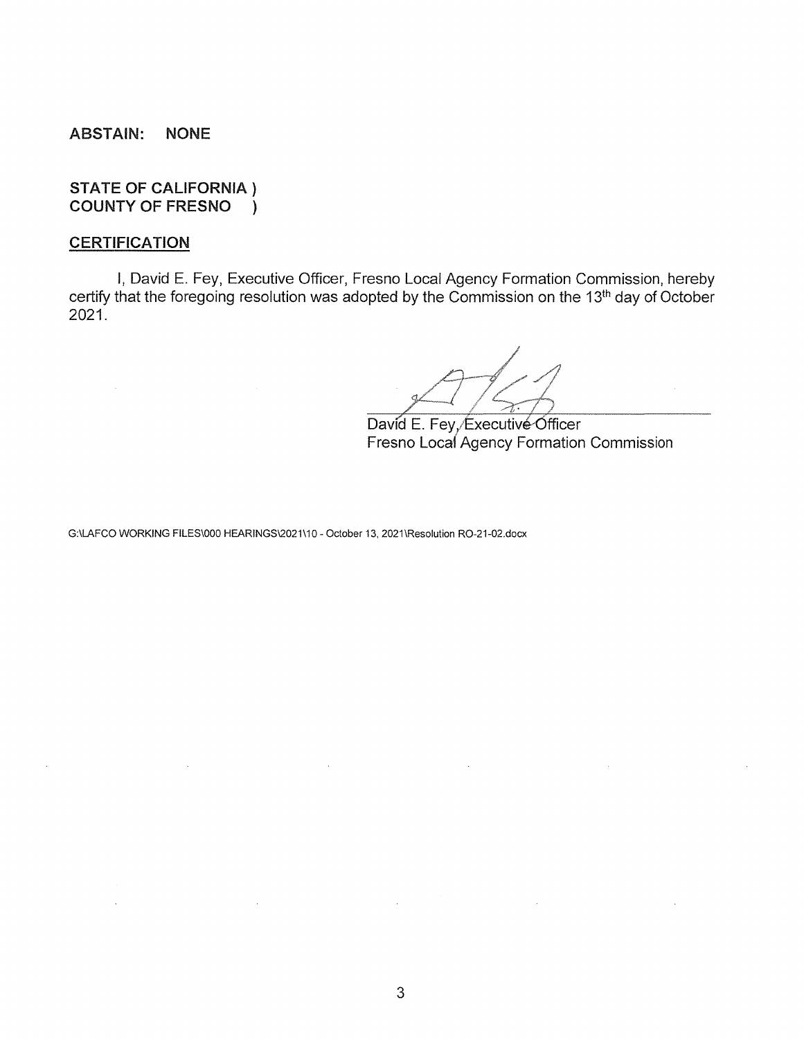**ABSTAIN: NONE**

**STATE OF CALIFORNIA )**
**COUNTY OF FRESNO )**

**CERTIFICATION**

I, David E. Fey, Executive Officer, Fresno Local Agency Formation Commission, hereby certify that the foregoing resolution was adopted by the Commission on the 13th day of October 2021.

David E. Fey, Executive Officer
Fresno Local Agency Formation Commission

G:\LAFCO WORKING FILES\000 HEARINGS\2021\10 - October 13, 2021\Resolution RO-21-02.docx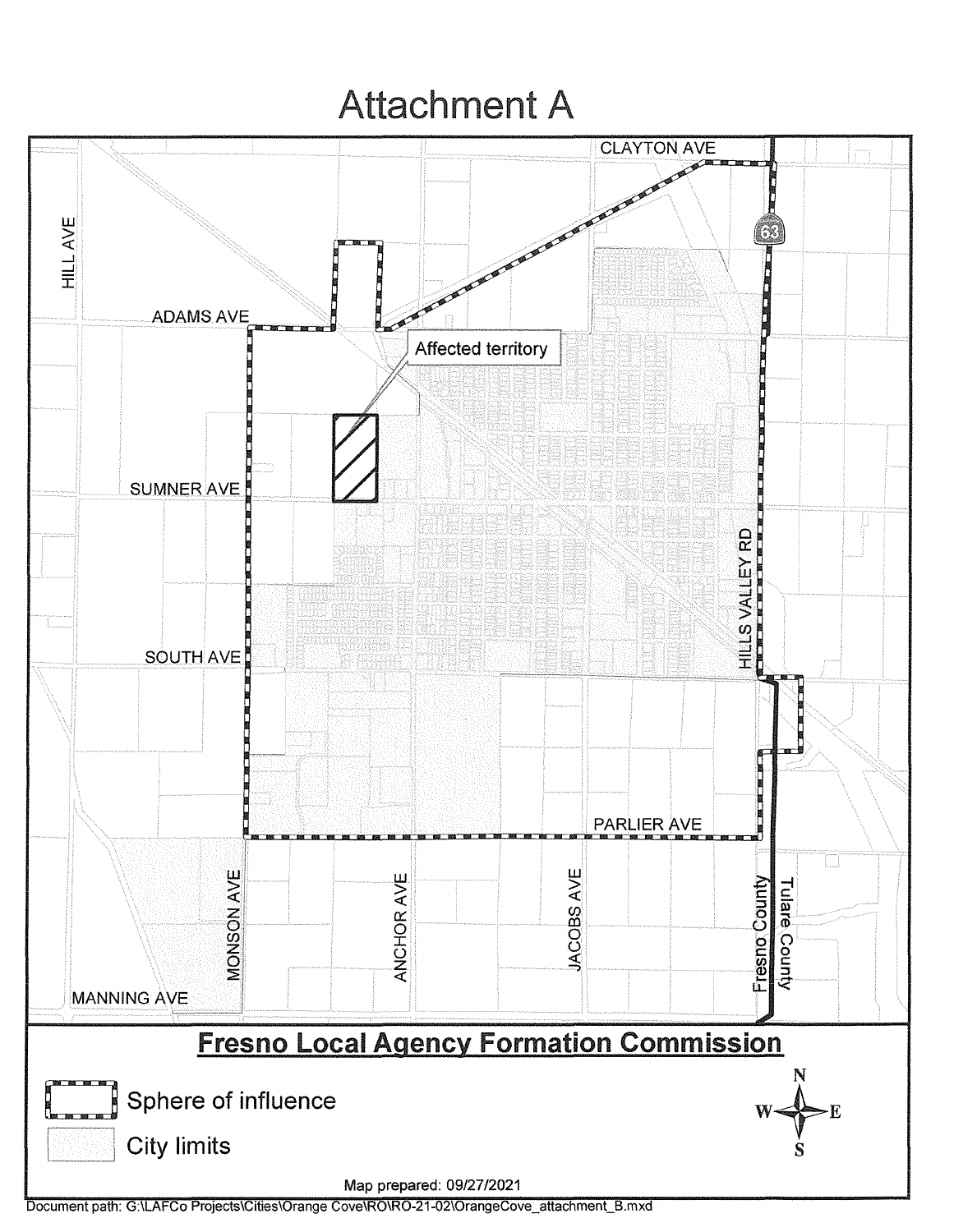# Attachment A

CLAYTON AVE

HILL AVE

63

ADAMS AVE

Affected territory

SUMNER AVE

SOUTH AVE

HILLS VALLEY RD

PARLIER AVE

MONSON AVE

ANCHOR AVE

JACOBS AVE

Fresno County

Tulare County

MANNING AVE

## Fresno Local Agency Formation Commission

Sphere of influence

City limits

N

W E

S

Map prepared: 09/27/2021

Document path: G:\LAFCo Projects\Cities\Orange Cove\RO\RO-21-02\OrangeCove_attachment_B.mxd